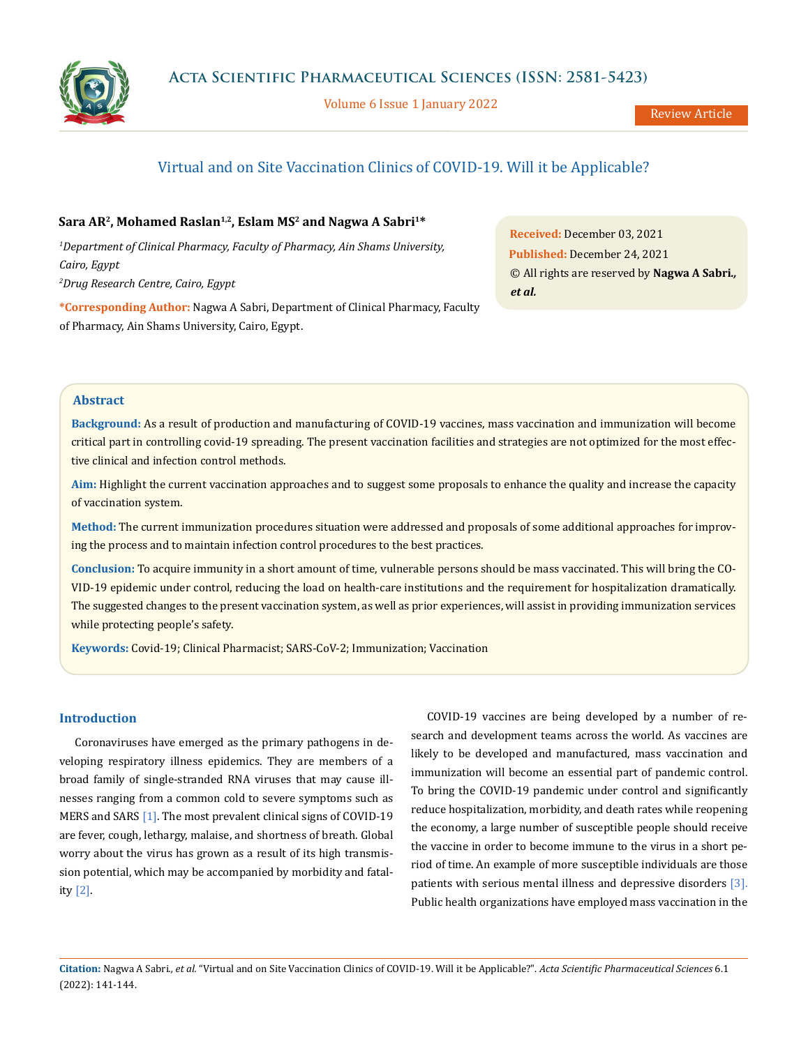Review Article

# Virtual and on Site Vaccination Clinics of COVID-19. Will it be Applicable?

**Sara AR[2], Mohamed Raslan[1,2], Eslam MS[2] and Nagwa A Sabri[1]*** 

*[1]Department of Clinical Pharmacy, Faculty of Pharmacy, Ain Shams University, Cairo, Egypt*

*[2]Drug Research Centre, Cairo, Egypt*

***Corresponding Author:** Nagwa A Sabri, Department of Clinical Pharmacy, Faculty of Pharmacy, Ain Shams University, Cairo, Egypt.

**Received:** December 03, 2021
**Published:** December 24, 2021
© All rights are reserved by **Nagwa A Sabri., *et al.***

## Abstract

**Background:** As a result of production and manufacturing of COVID-19 vaccines, mass vaccination and immunization will become critical part in controlling covid-19 spreading. The present vaccination facilities and strategies are not optimized for the most effective clinical and infection control methods.

**Aim:** Highlight the current vaccination approaches and to suggest some proposals to enhance the quality and increase the capacity of vaccination system.

**Method:** The current immunization procedures situation were addressed and proposals of some additional approaches for improving the process and to maintain infection control procedures to the best practices.

**Conclusion:** To acquire immunity in a short amount of time, vulnerable persons should be mass vaccinated. This will bring the COVID-19 epidemic under control, reducing the load on health-care institutions and the requirement for hospitalization dramatically. The suggested changes to the present vaccination system, as well as prior experiences, will assist in providing immunization services while protecting people's safety.

**Keywords:** Covid-19; Clinical Pharmacist; SARS-CoV-2; Immunization; Vaccination

## Introduction

Coronaviruses have emerged as the primary pathogens in developing respiratory illness epidemics. They are members of a broad family of single-stranded RNA viruses that may cause illnesses ranging from a common cold to severe symptoms such as MERS and SARS [1]. The most prevalent clinical signs of COVID-19 are fever, cough, lethargy, malaise, and shortness of breath. Global worry about the virus has grown as a result of its high transmission potential, which may be accompanied by morbidity and fatality [2].

COVID-19 vaccines are being developed by a number of research and development teams across the world. As vaccines are likely to be developed and manufactured, mass vaccination and immunization will become an essential part of pandemic control. To bring the COVID-19 pandemic under control and significantly reduce hospitalization, morbidity, and death rates while reopening the economy, a large number of susceptible people should receive the vaccine in order to become immune to the virus in a short period of time. An example of more susceptible individuals are those patients with serious mental illness and depressive disorders [3]. Public health organizations have employed mass vaccination in the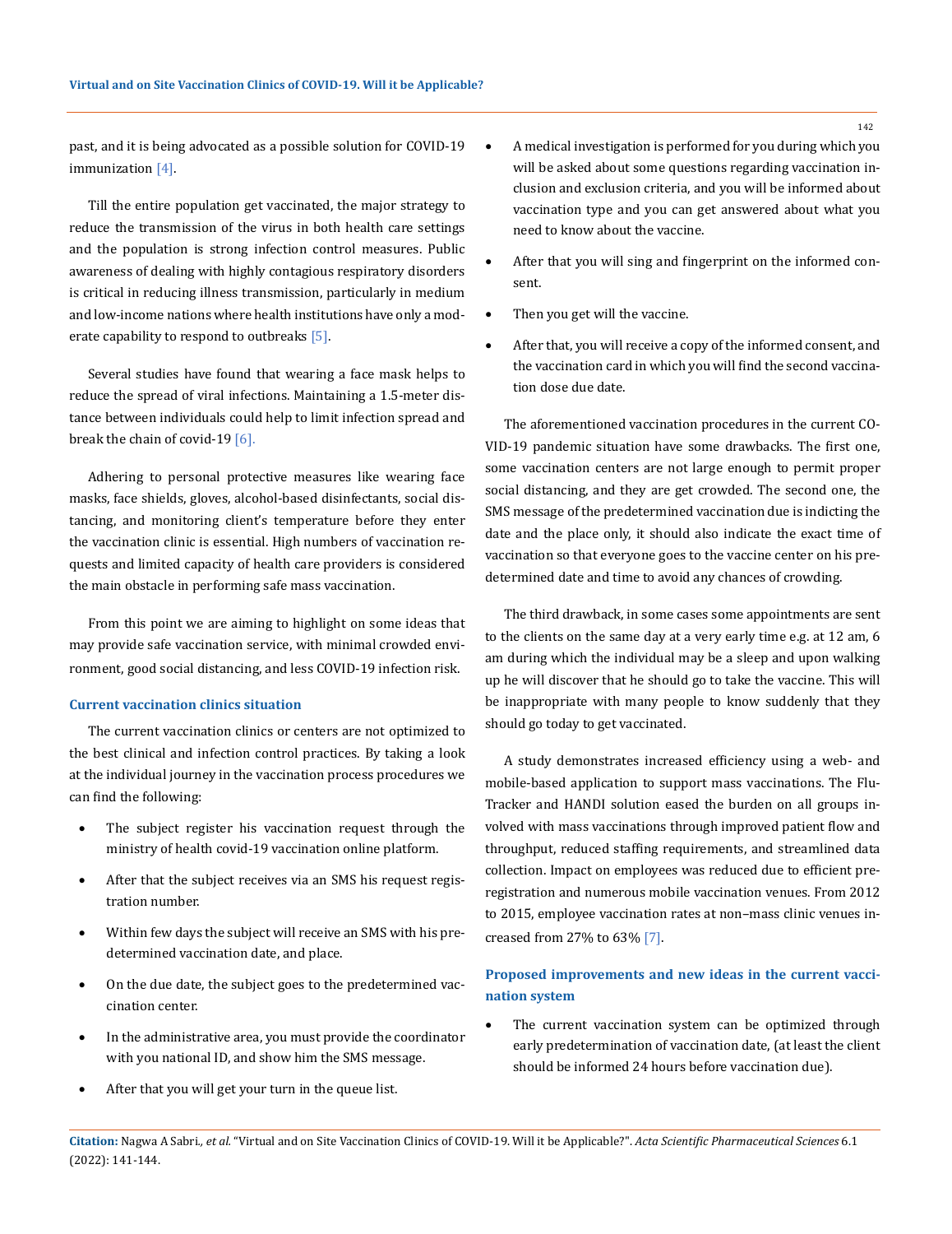past, and it is being advocated as a possible solution for COVID-19 immunization [4].

Till the entire population get vaccinated, the major strategy to reduce the transmission of the virus in both health care settings and the population is strong infection control measures. Public awareness of dealing with highly contagious respiratory disorders is critical in reducing illness transmission, particularly in medium and low-income nations where health institutions have only a moderate capability to respond to outbreaks [5].

Several studies have found that wearing a face mask helps to reduce the spread of viral infections. Maintaining a 1.5-meter distance between individuals could help to limit infection spread and break the chain of covid-19 [6].

Adhering to personal protective measures like wearing face masks, face shields, gloves, alcohol-based disinfectants, social distancing, and monitoring client's temperature before they enter the vaccination clinic is essential. High numbers of vaccination requests and limited capacity of health care providers is considered the main obstacle in performing safe mass vaccination.

From this point we are aiming to highlight on some ideas that may provide safe vaccination service, with minimal crowded environment, good social distancing, and less COVID-19 infection risk.

### Current vaccination clinics situation

The current vaccination clinics or centers are not optimized to the best clinical and infection control practices. By taking a look at the individual journey in the vaccination process procedures we can find the following:

- The subject register his vaccination request through the ministry of health covid-19 vaccination online platform.
- After that the subject receives via an SMS his request registration number.
- Within few days the subject will receive an SMS with his predetermined vaccination date, and place.
- On the due date, the subject goes to the predetermined vaccination center.
- In the administrative area, you must provide the coordinator with you national ID, and show him the SMS message.
- After that you will get your turn in the queue list.
- A medical investigation is performed for you during which you will be asked about some questions regarding vaccination inclusion and exclusion criteria, and you will be informed about vaccination type and you can get answered about what you need to know about the vaccine.
- After that you will sing and fingerprint on the informed consent.
- Then you get will the vaccine.
- After that, you will receive a copy of the informed consent, and the vaccination card in which you will find the second vaccination dose due date.

The aforementioned vaccination procedures in the current COVID-19 pandemic situation have some drawbacks. The first one, some vaccination centers are not large enough to permit proper social distancing, and they are get crowded. The second one, the SMS message of the predetermined vaccination due is indicting the date and the place only, it should also indicate the exact time of vaccination so that everyone goes to the vaccine center on his predetermined date and time to avoid any chances of crowding.

The third drawback, in some cases some appointments are sent to the clients on the same day at a very early time e.g. at 12 am, 6 am during which the individual may be a sleep and upon walking up he will discover that he should go to take the vaccine. This will be inappropriate with many people to know suddenly that they should go today to get vaccinated.

A study demonstrates increased efficiency using a web- and mobile-based application to support mass vaccinations. The FluTracker and HANDI solution eased the burden on all groups involved with mass vaccinations through improved patient flow and throughput, reduced staffing requirements, and streamlined data collection. Impact on employees was reduced due to efficient preregistration and numerous mobile vaccination venues. From 2012 to 2015, employee vaccination rates at non–mass clinic venues increased from 27% to 63% [7].

### Proposed improvements and new ideas in the current vaccination system

- The current vaccination system can be optimized through early predetermination of vaccination date, (at least the client should be informed 24 hours before vaccination due).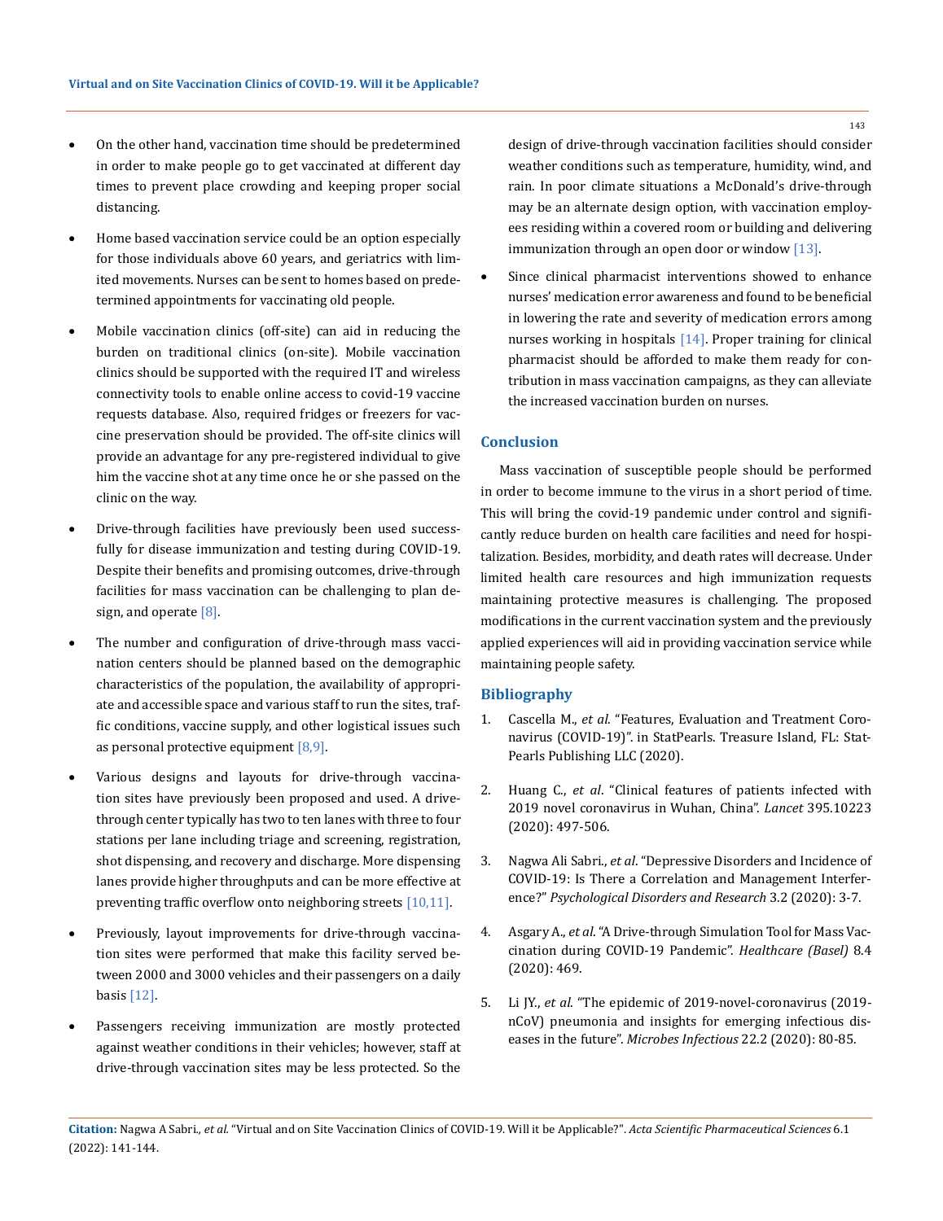- On the other hand, vaccination time should be predetermined in order to make people go to get vaccinated at different day times to prevent place crowding and keeping proper social distancing.
- Home based vaccination service could be an option especially for those individuals above 60 years, and geriatrics with limited movements. Nurses can be sent to homes based on predetermined appointments for vaccinating old people.
- Mobile vaccination clinics (off-site) can aid in reducing the burden on traditional clinics (on-site). Mobile vaccination clinics should be supported with the required IT and wireless connectivity tools to enable online access to covid-19 vaccine requests database. Also, required fridges or freezers for vaccine preservation should be provided. The off-site clinics will provide an advantage for any pre-registered individual to give him the vaccine shot at any time once he or she passed on the clinic on the way.
- Drive-through facilities have previously been used successfully for disease immunization and testing during COVID-19. Despite their benefits and promising outcomes, drive-through facilities for mass vaccination can be challenging to plan design, and operate [8].
- The number and configuration of drive-through mass vaccination centers should be planned based on the demographic characteristics of the population, the availability of appropriate and accessible space and various staff to run the sites, traffic conditions, vaccine supply, and other logistical issues such as personal protective equipment [8,9].
- Various designs and layouts for drive-through vaccination sites have previously been proposed and used. A drive-through center typically has two to ten lanes with three to four stations per lane including triage and screening, registration, shot dispensing, and recovery and discharge. More dispensing lanes provide higher throughputs and can be more effective at preventing traffic overflow onto neighboring streets [10,11].
- Previously, layout improvements for drive-through vaccination sites were performed that make this facility served between 2000 and 3000 vehicles and their passengers on a daily basis [12].
- Passengers receiving immunization are mostly protected against weather conditions in their vehicles; however, staff at drive-through vaccination sites may be less protected. So the design of drive-through vaccination facilities should consider weather conditions such as temperature, humidity, wind, and rain. In poor climate situations a McDonald's drive-through may be an alternate design option, with vaccination employees residing within a covered room or building and delivering immunization through an open door or window [13].
- Since clinical pharmacist interventions showed to enhance nurses' medication error awareness and found to be beneficial in lowering the rate and severity of medication errors among nurses working in hospitals [14]. Proper training for clinical pharmacist should be afforded to make them ready for contribution in mass vaccination campaigns, as they can alleviate the increased vaccination burden on nurses.

## Conclusion

Mass vaccination of susceptible people should be performed in order to become immune to the virus in a short period of time. This will bring the covid-19 pandemic under control and significantly reduce burden on health care facilities and need for hospitalization. Besides, morbidity, and death rates will decrease. Under limited health care resources and high immunization requests maintaining protective measures is challenging. The proposed modifications in the current vaccination system and the previously applied experiences will aid in providing vaccination service while maintaining people safety.

## Bibliography

1. Cascella M., *et al*. "Features, Evaluation and Treatment Coronavirus (COVID-19)". in StatPearls. Treasure Island, FL: StatPearls Publishing LLC (2020).
2. Huang C., *et al*. "Clinical features of patients infected with 2019 novel coronavirus in Wuhan, China". *Lancet* 395.10223 (2020): 497-506.
3. Nagwa Ali Sabri., *et al*. "Depressive Disorders and Incidence of COVID-19: Is There a Correlation and Management Interference?" *Psychological Disorders and Research* 3.2 (2020): 3-7.
4. Asgary A., *et al*. "A Drive-through Simulation Tool for Mass Vaccination during COVID-19 Pandemic". *Healthcare (Basel)* 8.4 (2020): 469.
5. Li JY., *et al*. "The epidemic of 2019-novel-coronavirus (2019-nCoV) pneumonia and insights for emerging infectious diseases in the future". *Microbes Infectious* 22.2 (2020): 80-85.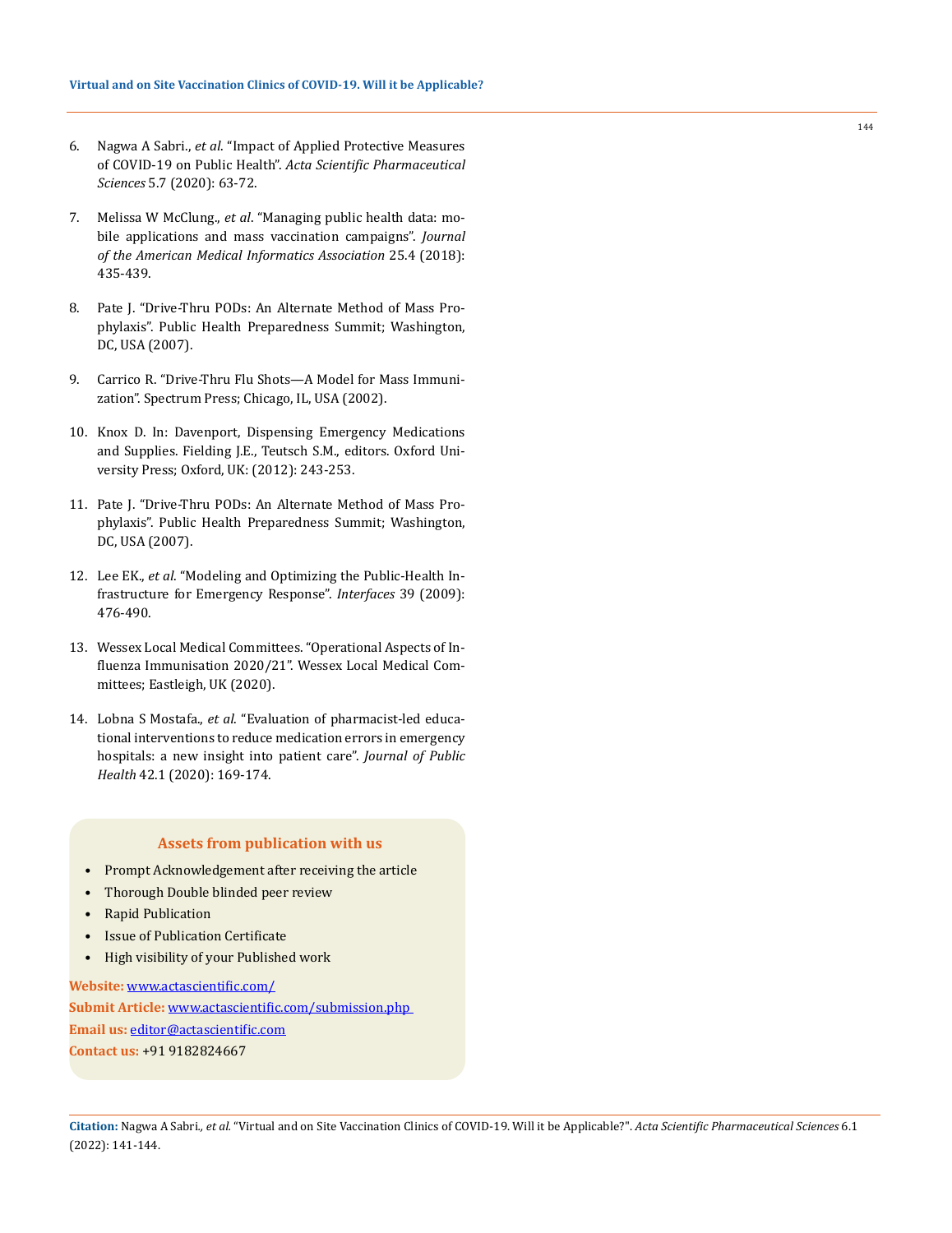6. Nagwa A Sabri., *et al*. "Impact of Applied Protective Measures of COVID-19 on Public Health". *Acta Scientific Pharmaceutical Sciences* 5.7 (2020): 63-72.

7. Melissa W McClung., *et al*. "Managing public health data: mobile applications and mass vaccination campaigns". *Journal of the American Medical Informatics Association* 25.4 (2018): 435-439.

8. Pate J. "Drive-Thru PODs: An Alternate Method of Mass Prophylaxis". Public Health Preparedness Summit; Washington, DC, USA (2007).

9. Carrico R. "Drive-Thru Flu Shots—A Model for Mass Immunization". Spectrum Press; Chicago, IL, USA (2002).

10. Knox D. In: Davenport, Dispensing Emergency Medications and Supplies. Fielding J.E., Teutsch S.M., editors. Oxford University Press; Oxford, UK: (2012): 243-253.

11. Pate J. "Drive-Thru PODs: An Alternate Method of Mass Prophylaxis". Public Health Preparedness Summit; Washington, DC, USA (2007).

12. Lee EK., *et al*. "Modeling and Optimizing the Public-Health Infrastructure for Emergency Response". *Interfaces* 39 (2009): 476-490.

13. Wessex Local Medical Committees. "Operational Aspects of Influenza Immunisation 2020/21". Wessex Local Medical Committees; Eastleigh, UK (2020).

14. Lobna S Mostafa., *et al*. "Evaluation of pharmacist-led educational interventions to reduce medication errors in emergency hospitals: a new insight into patient care". *Journal of Public Health* 42.1 (2020): 169-174.

**Assets from publication with us**

- Prompt Acknowledgement after receiving the article
- Thorough Double blinded peer review
- Rapid Publication
- Issue of Publication Certificate
- High visibility of your Published work

**Website:** www.actascientific.com/
**Submit Article:** www.actascientific.com/submission.php
**Email us:** editor@actascientific.com
**Contact us:** +91 9182824667